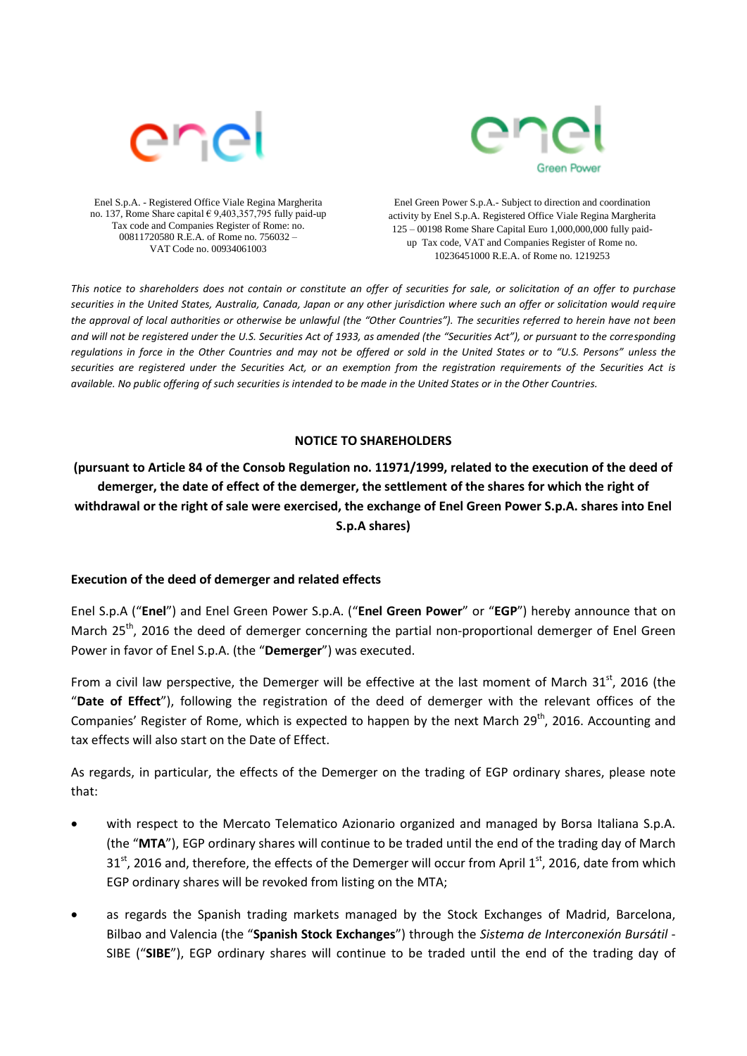Enel S.p.A. - Registered Office Viale Regina Margherita no. 137, Rome Share capital € 9,403,357,795 fully paid-up Tax code and Companies Register of Rome: no. 00811720580 R.E.A. of Rome no. 756032 – VAT Code no. 00934061003

Enel Green Power S.p.A.- Subject to direction and coordination activity by Enel S.p.A. Registered Office Viale Regina Margherita 125 – 00198 Rome Share Capital Euro 1,000,000,000 fully paid-up Tax code, VAT and Companies Register of Rome no. 10236451000 R.E.A. of Rome no. 1219253

*This notice to shareholders does not contain or constitute an offer of securities for sale, or solicitation of an offer to purchase securities in the United States, Australia, Canada, Japan or any other jurisdiction where such an offer or solicitation would require the approval of local authorities or otherwise be unlawful (the "Other Countries"). The securities referred to herein have not been and will not be registered under the U.S. Securities Act of 1933, as amended (the "Securities Act"), or pursuant to the corresponding regulations in force in the Other Countries and may not be offered or sold in the United States or to "U.S. Persons" unless the securities are registered under the Securities Act, or an exemption from the registration requirements of the Securities Act is available. No public offering of such securities is intended to be made in the United States or in the Other Countries.*

## NOTICE TO SHAREHOLDERS

**(pursuant to Article 84 of the Consob Regulation no. 11971/1999, related to the execution of the deed of demerger, the date of effect of the demerger, the settlement of the shares for which the right of withdrawal or the right of sale were exercised, the exchange of Enel Green Power S.p.A. shares into Enel S.p.A shares)**

### Execution of the deed of demerger and related effects

Enel S.p.A ("**Enel**") and Enel Green Power S.p.A. ("**Enel Green Power**" or "**EGP**") hereby announce that on March 25th, 2016 the deed of demerger concerning the partial non-proportional demerger of Enel Green Power in favor of Enel S.p.A. (the "**Demerger**") was executed.

From a civil law perspective, the Demerger will be effective at the last moment of March 31st, 2016 (the "**Date of Effect**"), following the registration of the deed of demerger with the relevant offices of the Companies' Register of Rome, which is expected to happen by the next March 29th, 2016. Accounting and tax effects will also start on the Date of Effect.

As regards, in particular, the effects of the Demerger on the trading of EGP ordinary shares, please note that:

- with respect to the Mercato Telematico Azionario organized and managed by Borsa Italiana S.p.A. (the "**MTA**"), EGP ordinary shares will continue to be traded until the end of the trading day of March 31st, 2016 and, therefore, the effects of the Demerger will occur from April 1st, 2016, date from which EGP ordinary shares will be revoked from listing on the MTA;
- as regards the Spanish trading markets managed by the Stock Exchanges of Madrid, Barcelona, Bilbao and Valencia (the "**Spanish Stock Exchanges**") through the *Sistema de Interconexión Bursátil* - SIBE ("**SIBE**"), EGP ordinary shares will continue to be traded until the end of the trading day of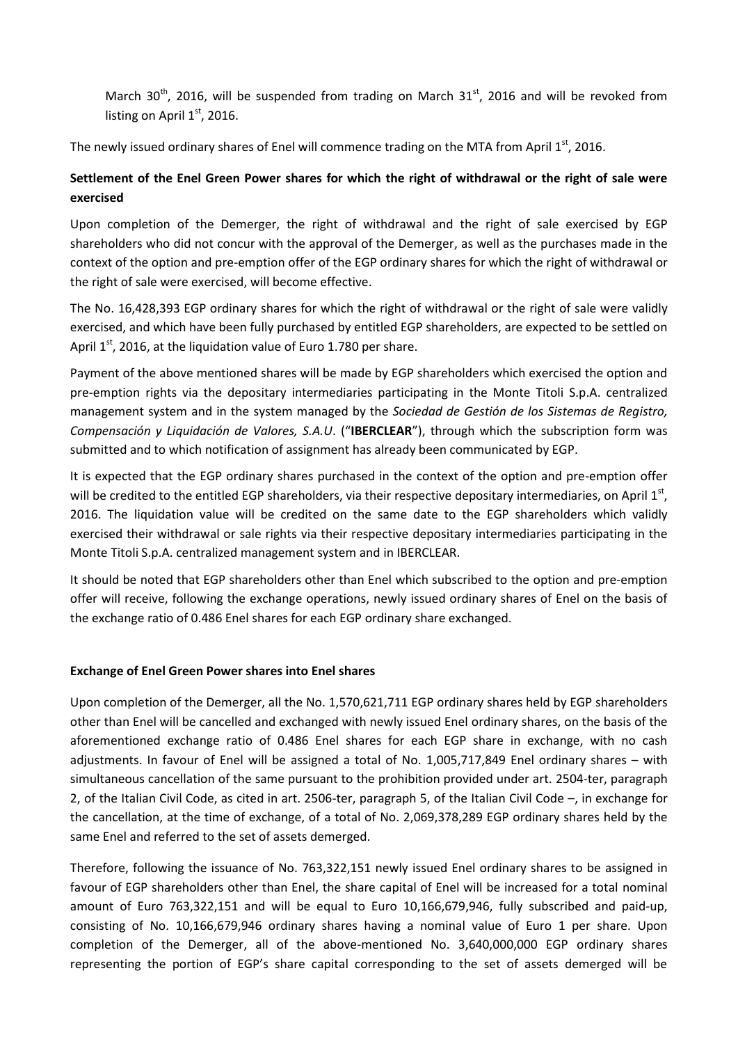March 30th, 2016, will be suspended from trading on March 31st, 2016 and will be revoked from listing on April 1st, 2016.

The newly issued ordinary shares of Enel will commence trading on the MTA from April 1st, 2016.

**Settlement of the Enel Green Power shares for which the right of withdrawal or the right of sale were exercised**

Upon completion of the Demerger, the right of withdrawal and the right of sale exercised by EGP shareholders who did not concur with the approval of the Demerger, as well as the purchases made in the context of the option and pre-emption offer of the EGP ordinary shares for which the right of withdrawal or the right of sale were exercised, will become effective.

The No. 16,428,393 EGP ordinary shares for which the right of withdrawal or the right of sale were validly exercised, and which have been fully purchased by entitled EGP shareholders, are expected to be settled on April 1st, 2016, at the liquidation value of Euro 1.780 per share.

Payment of the above mentioned shares will be made by EGP shareholders which exercised the option and pre-emption rights via the depositary intermediaries participating in the Monte Titoli S.p.A. centralized management system and in the system managed by the *Sociedad de Gestión de los Sistemas de Registro, Compensación y Liquidación de Valores, S.A.U*. ("**IBERCLEAR**"), through which the subscription form was submitted and to which notification of assignment has already been communicated by EGP.

It is expected that the EGP ordinary shares purchased in the context of the option and pre-emption offer will be credited to the entitled EGP shareholders, via their respective depositary intermediaries, on April 1st, 2016. The liquidation value will be credited on the same date to the EGP shareholders which validly exercised their withdrawal or sale rights via their respective depositary intermediaries participating in the Monte Titoli S.p.A. centralized management system and in IBERCLEAR.

It should be noted that EGP shareholders other than Enel which subscribed to the option and pre-emption offer will receive, following the exchange operations, newly issued ordinary shares of Enel on the basis of the exchange ratio of 0.486 Enel shares for each EGP ordinary share exchanged.

**Exchange of Enel Green Power shares into Enel shares**

Upon completion of the Demerger, all the No. 1,570,621,711 EGP ordinary shares held by EGP shareholders other than Enel will be cancelled and exchanged with newly issued Enel ordinary shares, on the basis of the aforementioned exchange ratio of 0.486 Enel shares for each EGP share in exchange, with no cash adjustments. In favour of Enel will be assigned a total of No. 1,005,717,849 Enel ordinary shares – with simultaneous cancellation of the same pursuant to the prohibition provided under art. 2504-ter, paragraph 2, of the Italian Civil Code, as cited in art. 2506-ter, paragraph 5, of the Italian Civil Code –, in exchange for the cancellation, at the time of exchange, of a total of No. 2,069,378,289 EGP ordinary shares held by the same Enel and referred to the set of assets demerged.

Therefore, following the issuance of No. 763,322,151 newly issued Enel ordinary shares to be assigned in favour of EGP shareholders other than Enel, the share capital of Enel will be increased for a total nominal amount of Euro 763,322,151 and will be equal to Euro 10,166,679,946, fully subscribed and paid-up, consisting of No. 10,166,679,946 ordinary shares having a nominal value of Euro 1 per share. Upon completion of the Demerger, all of the above-mentioned No. 3,640,000,000 EGP ordinary shares representing the portion of EGP's share capital corresponding to the set of assets demerged will be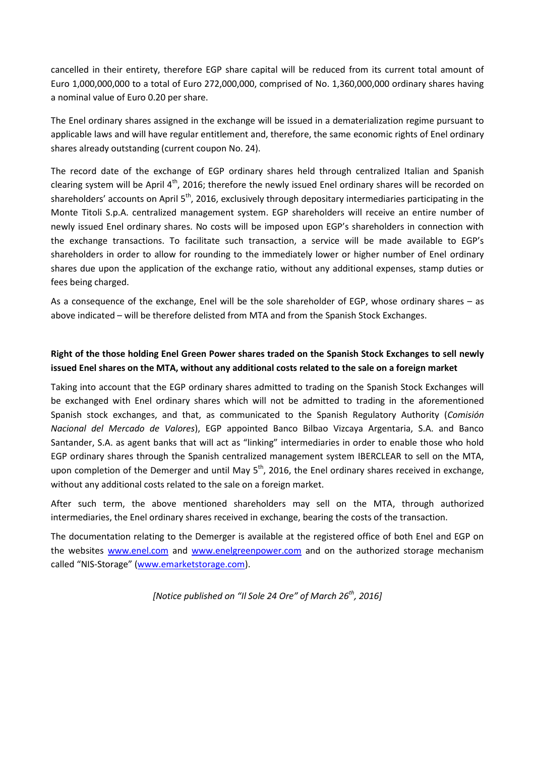cancelled in their entirety, therefore EGP share capital will be reduced from its current total amount of Euro 1,000,000,000 to a total of Euro 272,000,000, comprised of No. 1,360,000,000 ordinary shares having a nominal value of Euro 0.20 per share.

The Enel ordinary shares assigned in the exchange will be issued in a dematerialization regime pursuant to applicable laws and will have regular entitlement and, therefore, the same economic rights of Enel ordinary shares already outstanding (current coupon No. 24).

The record date of the exchange of EGP ordinary shares held through centralized Italian and Spanish clearing system will be April 4th, 2016; therefore the newly issued Enel ordinary shares will be recorded on shareholders' accounts on April 5th, 2016, exclusively through depositary intermediaries participating in the Monte Titoli S.p.A. centralized management system. EGP shareholders will receive an entire number of newly issued Enel ordinary shares. No costs will be imposed upon EGP's shareholders in connection with the exchange transactions. To facilitate such transaction, a service will be made available to EGP's shareholders in order to allow for rounding to the immediately lower or higher number of Enel ordinary shares due upon the application of the exchange ratio, without any additional expenses, stamp duties or fees being charged.

As a consequence of the exchange, Enel will be the sole shareholder of EGP, whose ordinary shares – as above indicated – will be therefore delisted from MTA and from the Spanish Stock Exchanges.

**Right of the those holding Enel Green Power shares traded on the Spanish Stock Exchanges to sell newly issued Enel shares on the MTA, without any additional costs related to the sale on a foreign market**

Taking into account that the EGP ordinary shares admitted to trading on the Spanish Stock Exchanges will be exchanged with Enel ordinary shares which will not be admitted to trading in the aforementioned Spanish stock exchanges, and that, as communicated to the Spanish Regulatory Authority (*Comisión Nacional del Mercado de Valores*), EGP appointed Banco Bilbao Vizcaya Argentaria, S.A. and Banco Santander, S.A. as agent banks that will act as "linking" intermediaries in order to enable those who hold EGP ordinary shares through the Spanish centralized management system IBERCLEAR to sell on the MTA, upon completion of the Demerger and until May 5th, 2016, the Enel ordinary shares received in exchange, without any additional costs related to the sale on a foreign market.

After such term, the above mentioned shareholders may sell on the MTA, through authorized intermediaries, the Enel ordinary shares received in exchange, bearing the costs of the transaction.

The documentation relating to the Demerger is available at the registered office of both Enel and EGP on the websites www.enel.com and www.enelgreenpower.com and on the authorized storage mechanism called "NIS-Storage" (www.emarketstorage.com).

*[Notice published on "Il Sole 24 Ore" of March 26th, 2016]*